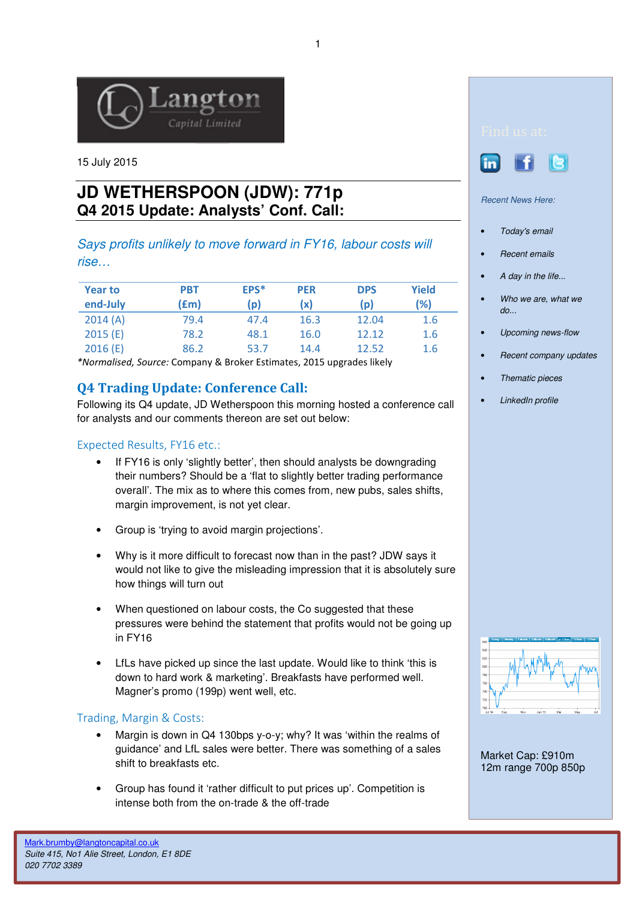Langton Capital Limited

15 July 2015

# JD WETHERSPOON (JDW): 771p
## Q4 2015 Update: Analysts' Conf. Call:

*Says profits unlikely to move forward in FY16, labour costs will rise…*

| Year to end-July | PBT (£m) | EPS* (p) | PER (x) | DPS (p) | Yield (%) |
|---|---|---|---|---|---|
| 2014 (A) | 79.4 | 47.4 | 16.3 | 12.04 | 1.6 |
| 2015 (E) | 78.2 | 48.1 | 16.0 | 12.12 | 1.6 |
| 2016 (E) | 86.2 | 53.7 | 14.4 | 12.52 | 1.6 |

**Normalised, Source:* Company & Broker Estimates, 2015 upgrades likely

## Q4 Trading Update: Conference Call:

Following its Q4 update, JD Wetherspoon this morning hosted a conference call for analysts and our comments thereon are set out below:

### Expected Results, FY16 etc.:

- If FY16 is only 'slightly better', then should analysts be downgrading their numbers? Should be a 'flat to slightly better trading performance overall'. The mix as to where this comes from, new pubs, sales shifts, margin improvement, is not yet clear.
- Group is 'trying to avoid margin projections'.
- Why is it more difficult to forecast now than in the past? JDW says it would not like to give the misleading impression that it is absolutely sure how things will turn out
- When questioned on labour costs, the Co suggested that these pressures were behind the statement that profits would not be going up in FY16
- LfLs have picked up since the last update. Would like to think 'this is down to hard work & marketing'. Breakfasts have performed well. Magner's promo (199p) went well, etc.

### Trading, Margin & Costs:

- Margin is down in Q4 130bps y-o-y; why? It was 'within the realms of guidance' and LfL sales were better. There was something of a sales shift to breakfasts etc.
- Group has found it 'rather difficult to put prices up'. Competition is intense both from the on-trade & the off-trade

Find us at:

*Recent News Here:*

- *Today's email*
- *Recent emails*
- *A day in the life...*
- *Who we are, what we do...*
- *Upcoming news-flow*
- *Recent company updates*
- *Thematic pieces*
- *LinkedIn profile*

Market Cap: £910m
12m range 700p 850p

Mark.brumby@langtoncapital.co.uk
*Suite 415, No1 Alie Street, London, E1 8DE*
*020 7702 3389*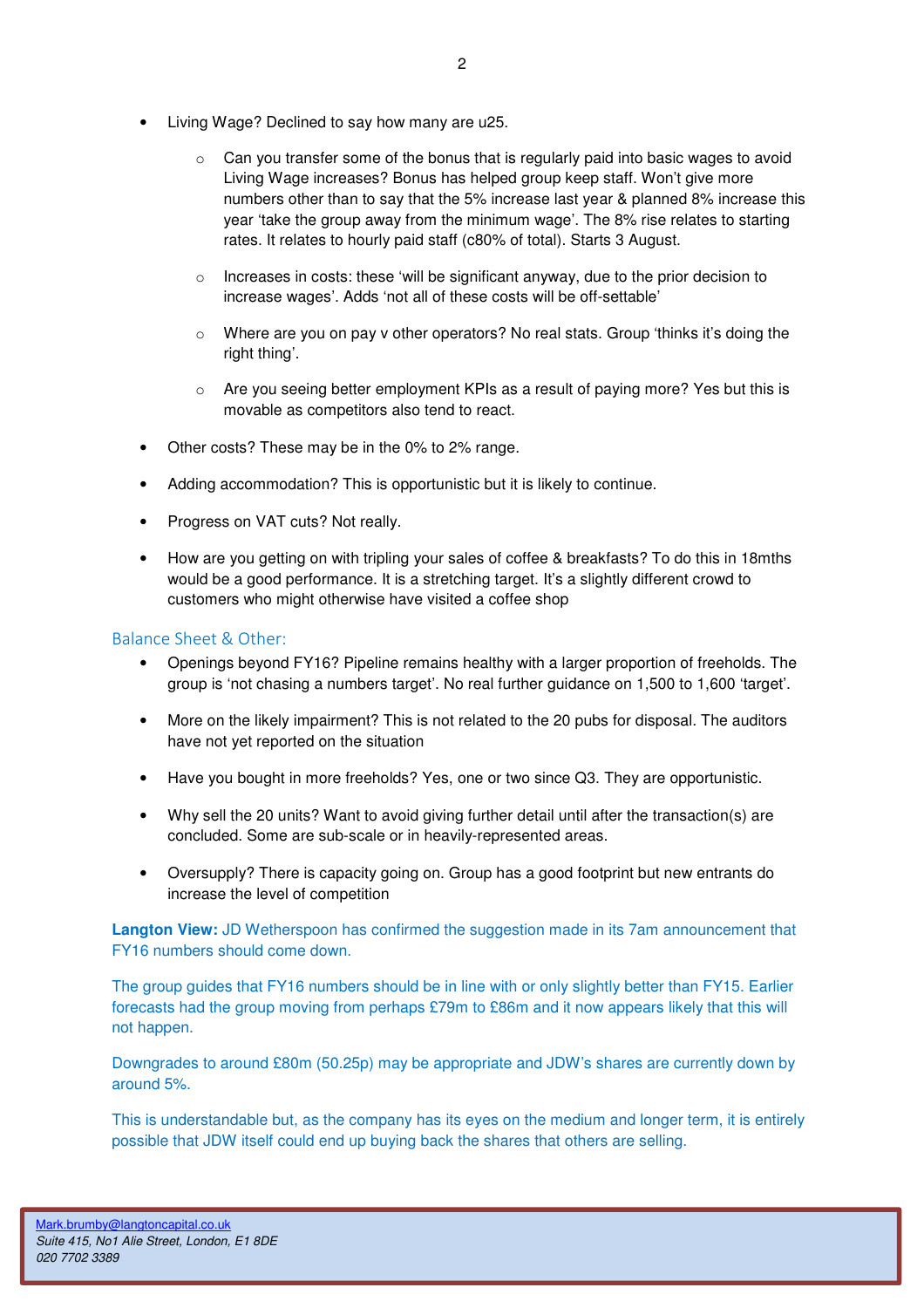- Living Wage? Declined to say how many are u25.
  - Can you transfer some of the bonus that is regularly paid into basic wages to avoid Living Wage increases? Bonus has helped group keep staff. Won't give more numbers other than to say that the 5% increase last year & planned 8% increase this year 'take the group away from the minimum wage'. The 8% rise relates to starting rates. It relates to hourly paid staff (c80% of total). Starts 3 August.
  - Increases in costs: these 'will be significant anyway, due to the prior decision to increase wages'. Adds 'not all of these costs will be off-settable'
  - Where are you on pay v other operators? No real stats. Group 'thinks it's doing the right thing'.
  - Are you seeing better employment KPIs as a result of paying more? Yes but this is movable as competitors also tend to react.
- Other costs? These may be in the 0% to 2% range.
- Adding accommodation? This is opportunistic but it is likely to continue.
- Progress on VAT cuts? Not really.
- How are you getting on with tripling your sales of coffee & breakfasts? To do this in 18mths would be a good performance. It is a stretching target. It's a slightly different crowd to customers who might otherwise have visited a coffee shop

## Balance Sheet & Other:

- Openings beyond FY16? Pipeline remains healthy with a larger proportion of freeholds. The group is 'not chasing a numbers target'. No real further guidance on 1,500 to 1,600 'target'.
- More on the likely impairment? This is not related to the 20 pubs for disposal. The auditors have not yet reported on the situation
- Have you bought in more freeholds? Yes, one or two since Q3. They are opportunistic.
- Why sell the 20 units? Want to avoid giving further detail until after the transaction(s) are concluded. Some are sub-scale or in heavily-represented areas.
- Oversupply? There is capacity going on. Group has a good footprint but new entrants do increase the level of competition

**Langton View:** JD Wetherspoon has confirmed the suggestion made in its 7am announcement that FY16 numbers should come down.

The group guides that FY16 numbers should be in line with or only slightly better than FY15. Earlier forecasts had the group moving from perhaps £79m to £86m and it now appears likely that this will not happen.

Downgrades to around £80m (50.25p) may be appropriate and JDW's shares are currently down by around 5%.

This is understandable but, as the company has its eyes on the medium and longer term, it is entirely possible that JDW itself could end up buying back the shares that others are selling.

Mark.brumby@langtoncapital.co.uk
*Suite 415, No1 Alie Street, London, E1 8DE*
*020 7702 3389*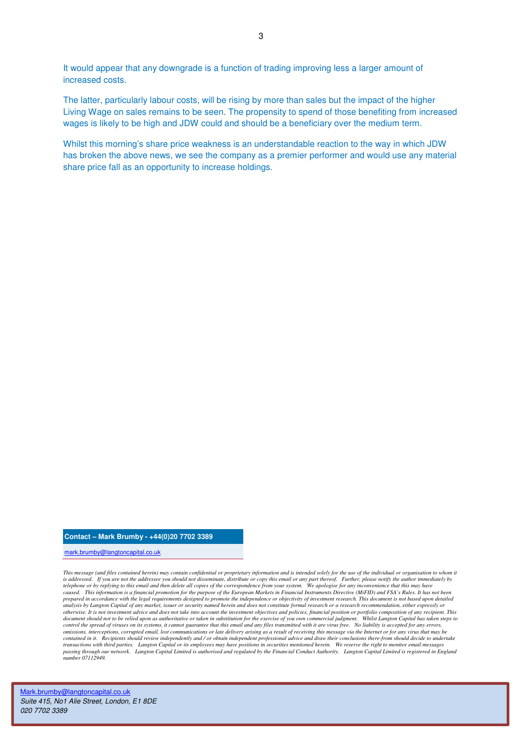It would appear that any downgrade is a function of trading improving less a larger amount of increased costs.

The latter, particularly labour costs, will be rising by more than sales but the impact of the higher Living Wage on sales remains to be seen. The propensity to spend of those benefiting from increased wages is likely to be high and JDW could and should be a beneficiary over the medium term.

Whilst this morning's share price weakness is an understandable reaction to the way in which JDW has broken the above news, we see the company as a premier performer and would use any material share price fall as an opportunity to increase holdings.

**Contact – Mark Brumby - +44(0)20 7702 3389**

mark.brumby@langtoncapital.co.uk

*This message (and files contained herein) may contain confidential or proprietary information and is intended solely for the use of the individual or organisation to whom it is addressed. If you are not the addressee you should not disseminate, distribute or copy this email or any part thereof. Further, please notify the author immediately by telephone or by replying to this email and then delete all copies of the correspondence from your system. We apologise for any inconvenience that this may have caused. This information is a financial promotion for the purpose of the European Markets in Financial Instruments Directive (MiFID) and FSA's Rules. It has not been prepared in accordance with the legal requirements designed to promote the independence or objectivity of investment research. This document is not based upon detailed analysis by Langton Capital of any market, issuer or security named herein and does not constitute formal research or a research recommendation, either expressly or otherwise. It is not investment advice and does not take into account the investment objectives and policies, financial position or portfolio composition of any recipient. This document should not to be relied upon as authoritative or taken in substitution for the exercise of you own commercial judgment. Whilst Langton Capital has taken steps to control the spread of viruses on its systems, it cannot guarantee that this email and any files transmitted with it are virus free. No liability is accepted for any errors, omissions, interceptions, corrupted email, lost communications or late delivery arising as a result of receiving this message via the Internet or for any virus that may be contained in it. Recipients should review independently and / or obtain independent professional advice and draw their conclusions there-from should decide to undertake transactions with third parties. Langton Capital or its employees may have positions in securities mentioned herein. We reserve the right to monitor email messages passing through our network. Langton Capital Limited is authorised and regulated by the Financial Conduct Authority. Langton Capital Limited is registered in England number 07112949.*

Mark.brumby@langtoncapital.co.uk
*Suite 415, No1 Alie Street, London, E1 8DE*
*020 7702 3389*